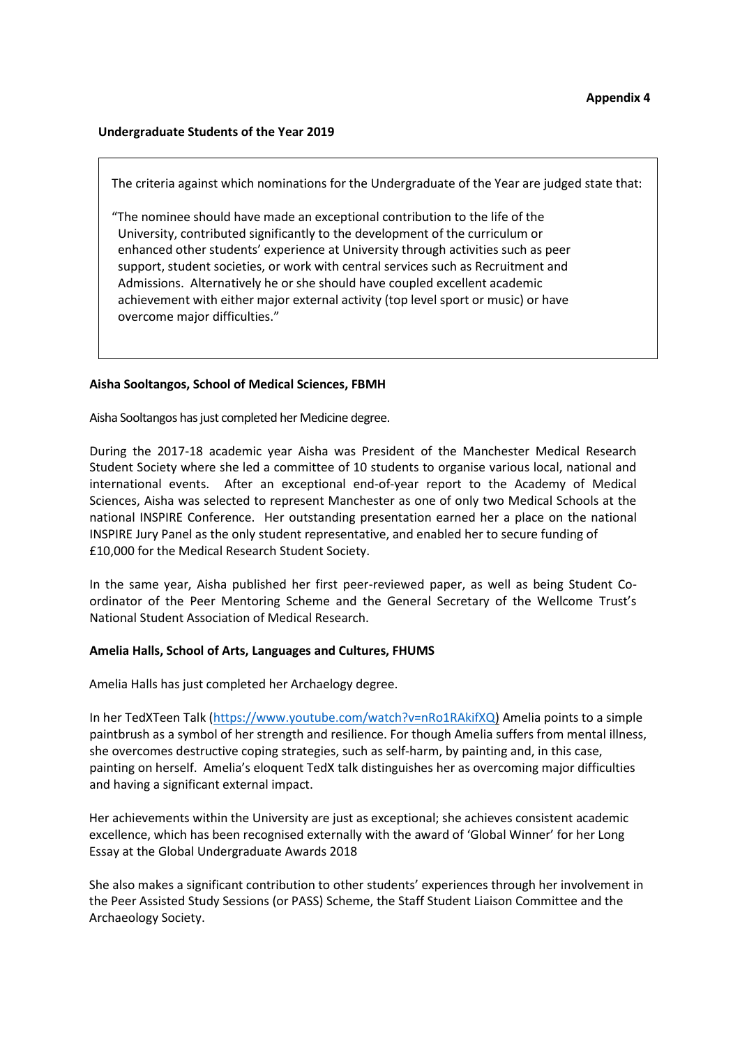**Appendix 4**

**Undergraduate Students of the Year 2019**

> The criteria against which nominations for the Undergraduate of the Year are judged state that:
>
> "The nominee should have made an exceptional contribution to the life of the University, contributed significantly to the development of the curriculum or enhanced other students' experience at University through activities such as peer support, student societies, or work with central services such as Recruitment and Admissions. Alternatively he or she should have coupled excellent academic achievement with either major external activity (top level sport or music) or have overcome major difficulties."

**Aisha Sooltangos, School of Medical Sciences, FBMH**

Aisha Sooltangos has just completed her Medicine degree.

During the 2017-18 academic year Aisha was President of the Manchester Medical Research Student Society where she led a committee of 10 students to organise various local, national and international events. After an exceptional end-of-year report to the Academy of Medical Sciences, Aisha was selected to represent Manchester as one of only two Medical Schools at the national INSPIRE Conference. Her outstanding presentation earned her a place on the national INSPIRE Jury Panel as the only student representative, and enabled her to secure funding of £10,000 for the Medical Research Student Society.

In the same year, Aisha published her first peer-reviewed paper, as well as being Student Co-ordinator of the Peer Mentoring Scheme and the General Secretary of the Wellcome Trust's National Student Association of Medical Research.

**Amelia Halls, School of Arts, Languages and Cultures, FHUMS**

Amelia Halls has just completed her Archaelogy degree.

In her TedXTeen Talk (https://www.youtube.com/watch?v=nRo1RAkifXQ) Amelia points to a simple paintbrush as a symbol of her strength and resilience. For though Amelia suffers from mental illness, she overcomes destructive coping strategies, such as self-harm, by painting and, in this case, painting on herself. Amelia's eloquent TedX talk distinguishes her as overcoming major difficulties and having a significant external impact.

Her achievements within the University are just as exceptional; she achieves consistent academic excellence, which has been recognised externally with the award of 'Global Winner' for her Long Essay at the Global Undergraduate Awards 2018

She also makes a significant contribution to other students' experiences through her involvement in the Peer Assisted Study Sessions (or PASS) Scheme, the Staff Student Liaison Committee and the Archaeology Society.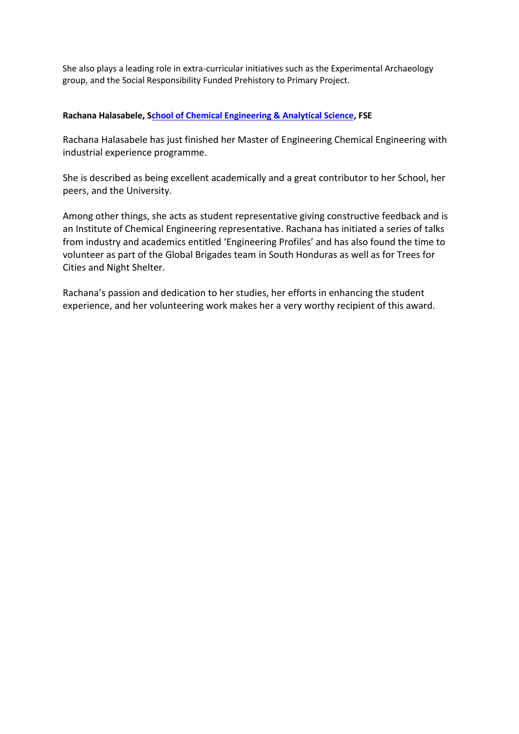She also plays a leading role in extra-curricular initiatives such as the Experimental Archaeology group, and the Social Responsibility Funded Prehistory to Primary Project.

**Rachana Halasabele, School of Chemical Engineering & Analytical Science, FSE**

Rachana Halasabele has just finished her Master of Engineering Chemical Engineering with industrial experience programme.

She is described as being excellent academically and a great contributor to her School, her peers, and the University.

Among other things, she acts as student representative giving constructive feedback and is an Institute of Chemical Engineering representative. Rachana has initiated a series of talks from industry and academics entitled 'Engineering Profiles' and has also found the time to volunteer as part of the Global Brigades team in South Honduras as well as for Trees for Cities and Night Shelter.

Rachana's passion and dedication to her studies, her efforts in enhancing the student experience, and her volunteering work makes her a very worthy recipient of this award.